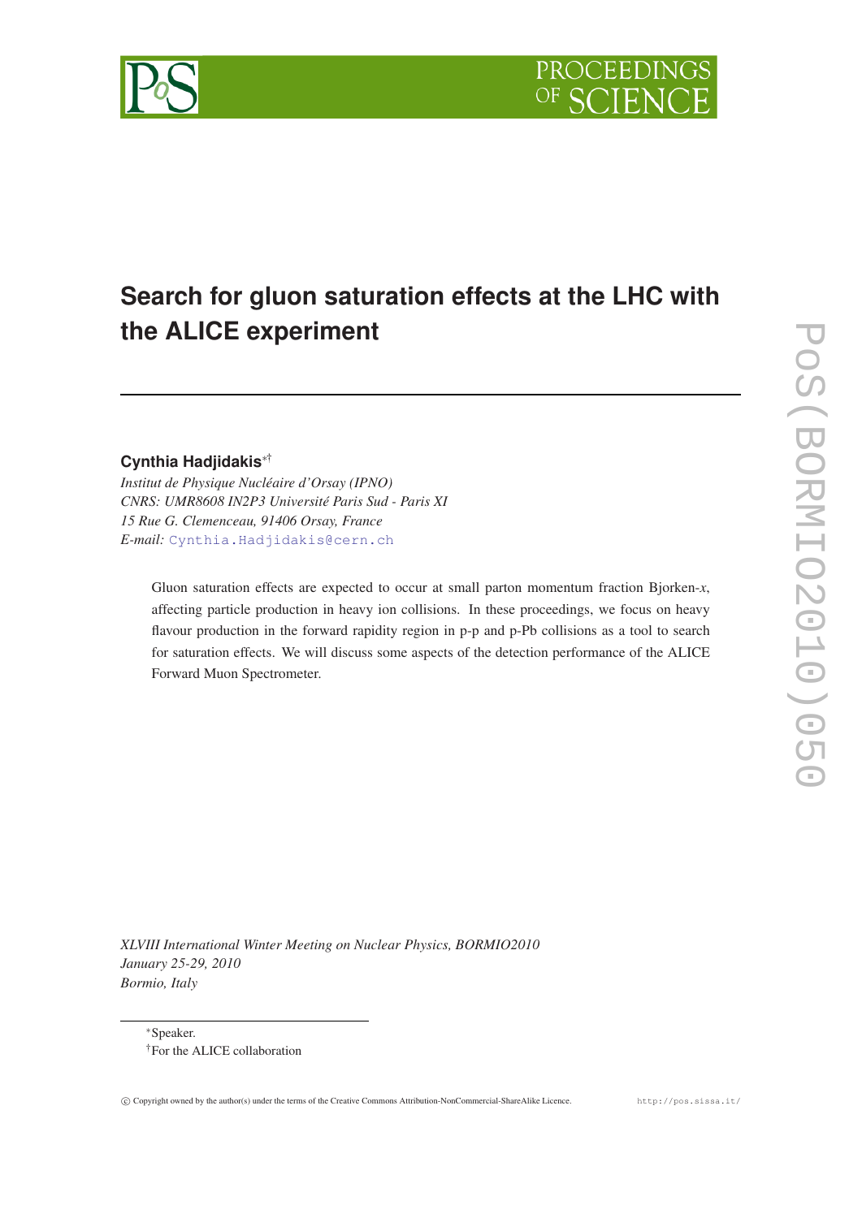# Search for gluon saturation effects at the LHC with the ALICE experiment

**Cynthia Hadjidakis**[*][†]

*Institut de Physique Nucléaire d'Orsay (IPNO)*
*CNRS: UMR8608 IN2P3 Université Paris Sud - Paris XI*
*15 Rue G. Clemenceau, 91406 Orsay, France*
*E-mail:* Cynthia.Hadjidakis@cern.ch

Gluon saturation effects are expected to occur at small parton momentum fraction Bjorken-$x$, affecting particle production in heavy ion collisions. In these proceedings, we focus on heavy flavour production in the forward rapidity region in p-p and p-Pb collisions as a tool to search for saturation effects. We will discuss some aspects of the detection performance of the ALICE Forward Muon Spectrometer.

*XLVIII International Winter Meeting on Nuclear Physics, BORMIO2010*
*January 25-29, 2010*
*Bormio, Italy*

[*]Speaker.
[†]For the ALICE collaboration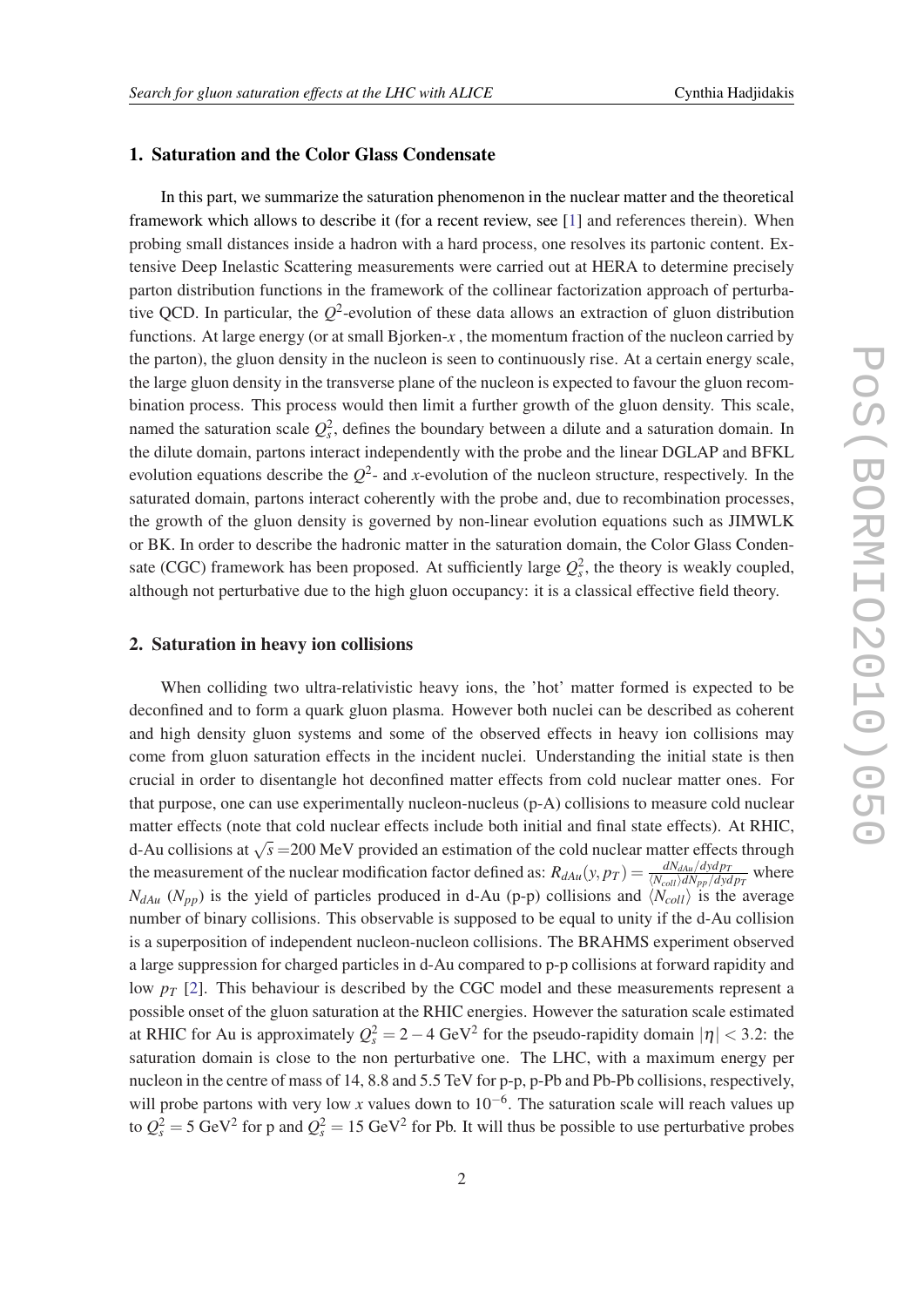## 1. Saturation and the Color Glass Condensate

In this part, we summarize the saturation phenomenon in the nuclear matter and the theoretical framework which allows to describe it (for a recent review, see [1] and references therein). When probing small distances inside a hadron with a hard process, one resolves its partonic content. Extensive Deep Inelastic Scattering measurements were carried out at HERA to determine precisely parton distribution functions in the framework of the collinear factorization approach of perturbative QCD. In particular, the $Q^2$-evolution of these data allows an extraction of gluon distribution functions. At large energy (or at small Bjorken-$x$ , the momentum fraction of the nucleon carried by the parton), the gluon density in the nucleon is seen to continuously rise. At a certain energy scale, the large gluon density in the transverse plane of the nucleon is expected to favour the gluon recombination process. This process would then limit a further growth of the gluon density. This scale, named the saturation scale $Q_s^2$, defines the boundary between a dilute and a saturation domain. In the dilute domain, partons interact independently with the probe and the linear DGLAP and BFKL evolution equations describe the $Q^2$- and $x$-evolution of the nucleon structure, respectively. In the saturated domain, partons interact coherently with the probe and, due to recombination processes, the growth of the gluon density is governed by non-linear evolution equations such as JIMWLK or BK. In order to describe the hadronic matter in the saturation domain, the Color Glass Condensate (CGC) framework has been proposed. At sufficiently large $Q_s^2$, the theory is weakly coupled, although not perturbative due to the high gluon occupancy: it is a classical effective field theory.

## 2. Saturation in heavy ion collisions

When colliding two ultra-relativistic heavy ions, the 'hot' matter formed is expected to be deconfined and to form a quark gluon plasma. However both nuclei can be described as coherent and high density gluon systems and some of the observed effects in heavy ion collisions may come from gluon saturation effects in the incident nuclei. Understanding the initial state is then crucial in order to disentangle hot deconfined matter effects from cold nuclear matter ones. For that purpose, one can use experimentally nucleon-nucleus (p-A) collisions to measure cold nuclear matter effects (note that cold nuclear effects include both initial and final state effects). At RHIC, d-Au collisions at $\sqrt{s}$ =200 MeV provided an estimation of the cold nuclear matter effects through the measurement of the nuclear modification factor defined as: $R_{dAu}(y,p_T) = \frac{dN_{dAu}/dydp_T}{\langle N_{coll}\rangle dN_{pp}/dydp_T}$ where $N_{dAu}$ ($N_{pp}$) is the yield of particles produced in d-Au (p-p) collisions and $\langle N_{coll}\rangle$ is the average number of binary collisions. This observable is supposed to be equal to unity if the d-Au collision is a superposition of independent nucleon-nucleon collisions. The BRAHMS experiment observed a large suppression for charged particles in d-Au compared to p-p collisions at forward rapidity and low $p_T$ [2]. This behaviour is described by the CGC model and these measurements represent a possible onset of the gluon saturation at the RHIC energies. However the saturation scale estimated at RHIC for Au is approximately $Q_s^2 = 2-4$ GeV$^2$ for the pseudo-rapidity domain $|\eta| < 3.2$: the saturation domain is close to the non perturbative one. The LHC, with a maximum energy per nucleon in the centre of mass of 14, 8.8 and 5.5 TeV for p-p, p-Pb and Pb-Pb collisions, respectively, will probe partons with very low $x$ values down to $10^{-6}$. The saturation scale will reach values up to $Q_s^2 = 5$ GeV$^2$ for p and $Q_s^2 = 15$ GeV$^2$ for Pb. It will thus be possible to use perturbative probes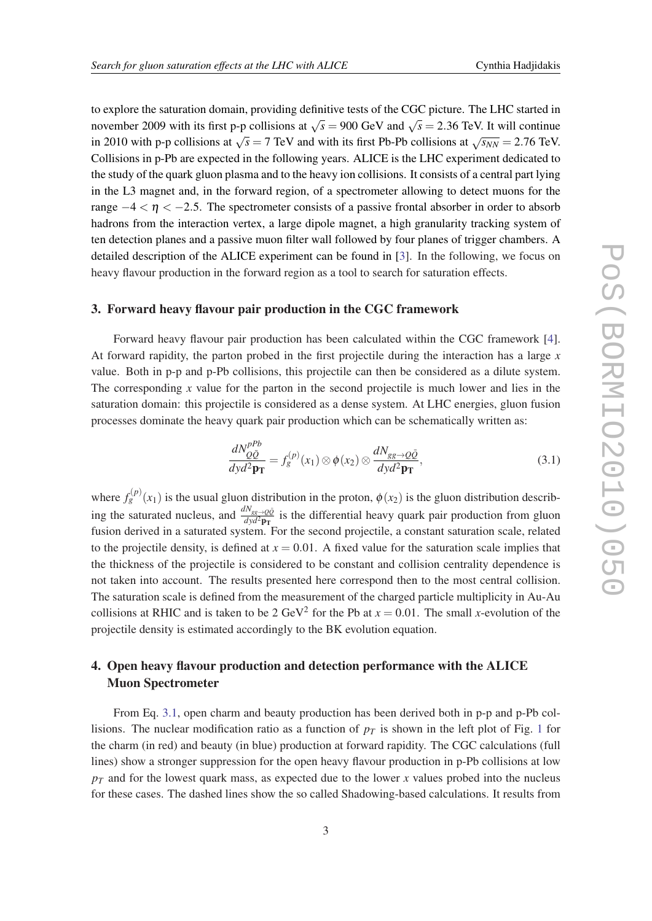to explore the saturation domain, providing definitive tests of the CGC picture. The LHC started in november 2009 with its first p-p collisions at $\sqrt{s} = 900$ GeV and $\sqrt{s} = 2.36$ TeV. It will continue in 2010 with p-p collisions at $\sqrt{s} = 7$ TeV and with its first Pb-Pb collisions at $\sqrt{s_{NN}} = 2.76$ TeV. Collisions in p-Pb are expected in the following years. ALICE is the LHC experiment dedicated to the study of the quark gluon plasma and to the heavy ion collisions. It consists of a central part lying in the L3 magnet and, in the forward region, of a spectrometer allowing to detect muons for the range $-4 < \eta < -2.5$. The spectrometer consists of a passive frontal absorber in order to absorb hadrons from the interaction vertex, a large dipole magnet, a high granularity tracking system of ten detection planes and a passive muon filter wall followed by four planes of trigger chambers. A detailed description of the ALICE experiment can be found in [3]. In the following, we focus on heavy flavour production in the forward region as a tool to search for saturation effects.

## 3. Forward heavy flavour pair production in the CGC framework

Forward heavy flavour pair production has been calculated within the CGC framework [4]. At forward rapidity, the parton probed in the first projectile during the interaction has a large $x$ value. Both in p-p and p-Pb collisions, this projectile can then be considered as a dilute system. The corresponding $x$ value for the parton in the second projectile is much lower and lies in the saturation domain: this projectile is considered as a dense system. At LHC energies, gluon fusion processes dominate the heavy quark pair production which can be schematically written as:

$$\frac{dN^{pPb}_{Q\bar{Q}}}{dyd^2\mathbf{p_T}} = f_g^{(p)}(x_1) \otimes \phi(x_2) \otimes \frac{dN_{gg\to Q\bar{Q}}}{dyd^2\mathbf{p_T}}, \tag{3.1}$$

where $f_g^{(p)}(x_1)$ is the usual gluon distribution in the proton, $\phi(x_2)$ is the gluon distribution describing the saturated nucleus, and $\frac{dN_{gg\to Q\bar{Q}}}{dyd^2\mathbf{p_T}}$ is the differential heavy quark pair production from gluon fusion derived in a saturated system. For the second projectile, a constant saturation scale, related to the projectile density, is defined at $x = 0.01$. A fixed value for the saturation scale implies that the thickness of the projectile is considered to be constant and collision centrality dependence is not taken into account. The results presented here correspond then to the most central collision. The saturation scale is defined from the measurement of the charged particle multiplicity in Au-Au collisions at RHIC and is taken to be 2 GeV$^2$ for the Pb at $x = 0.01$. The small $x$-evolution of the projectile density is estimated accordingly to the BK evolution equation.

## 4. Open heavy flavour production and detection performance with the ALICE Muon Spectrometer

From Eq. 3.1, open charm and beauty production has been derived both in p-p and p-Pb collisions. The nuclear modification ratio as a function of $p_T$ is shown in the left plot of Fig. 1 for the charm (in red) and beauty (in blue) production at forward rapidity. The CGC calculations (full lines) show a stronger suppression for the open heavy flavour production in p-Pb collisions at low $p_T$ and for the lowest quark mass, as expected due to the lower $x$ values probed into the nucleus for these cases. The dashed lines show the so called Shadowing-based calculations. It results from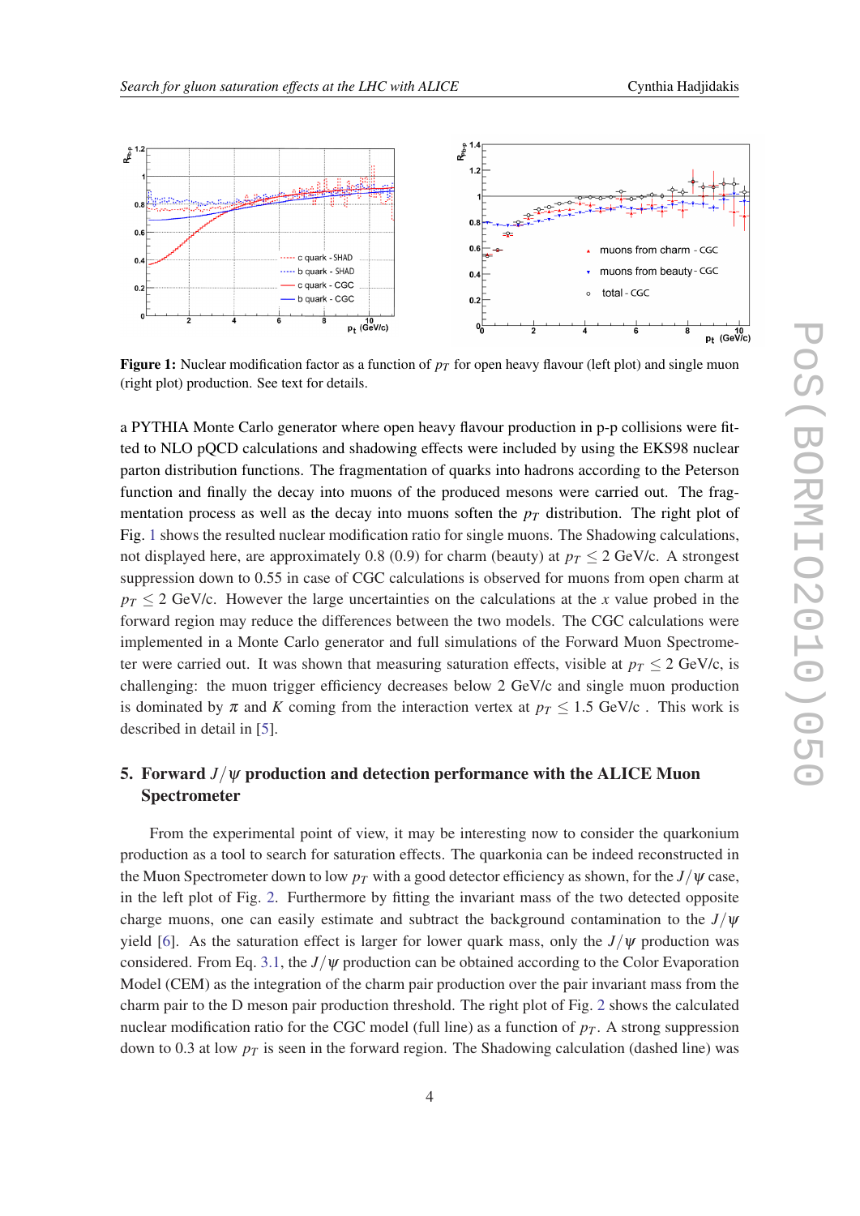**Figure 1:** Nuclear modification factor as a function of $p_T$ for open heavy flavour (left plot) and single muon (right plot) production. See text for details.

a PYTHIA Monte Carlo generator where open heavy flavour production in p-p collisions were fitted to NLO pQCD calculations and shadowing effects were included by using the EKS98 nuclear parton distribution functions. The fragmentation of quarks into hadrons according to the Peterson function and finally the decay into muons of the produced mesons were carried out. The fragmentation process as well as the decay into muons soften the $p_T$ distribution. The right plot of Fig. 1 shows the resulted nuclear modification ratio for single muons. The Shadowing calculations, not displayed here, are approximately 0.8 (0.9) for charm (beauty) at $p_T \leq 2$ GeV/c. A strongest suppression down to 0.55 in case of CGC calculations is observed for muons from open charm at $p_T \leq 2$ GeV/c. However the large uncertainties on the calculations at the $x$ value probed in the forward region may reduce the differences between the two models. The CGC calculations were implemented in a Monte Carlo generator and full simulations of the Forward Muon Spectrometer were carried out. It was shown that measuring saturation effects, visible at $p_T \leq 2$ GeV/c, is challenging: the muon trigger efficiency decreases below 2 GeV/c and single muon production is dominated by $\pi$ and $K$ coming from the interaction vertex at $p_T \leq 1.5$ GeV/c . This work is described in detail in [5].

## 5. Forward $J/\psi$ production and detection performance with the ALICE Muon Spectrometer

From the experimental point of view, it may be interesting now to consider the quarkonium production as a tool to search for saturation effects. The quarkonia can be indeed reconstructed in the Muon Spectrometer down to low $p_T$ with a good detector efficiency as shown, for the $J/\psi$ case, in the left plot of Fig. 2. Furthermore by fitting the invariant mass of the two detected opposite charge muons, one can easily estimate and subtract the background contamination to the $J/\psi$ yield [6]. As the saturation effect is larger for lower quark mass, only the $J/\psi$ production was considered. From Eq. 3.1, the $J/\psi$ production can be obtained according to the Color Evaporation Model (CEM) as the integration of the charm pair production over the pair invariant mass from the charm pair to the D meson pair production threshold. The right plot of Fig. 2 shows the calculated nuclear modification ratio for the CGC model (full line) as a function of $p_T$. A strong suppression down to 0.3 at low $p_T$ is seen in the forward region. The Shadowing calculation (dashed line) was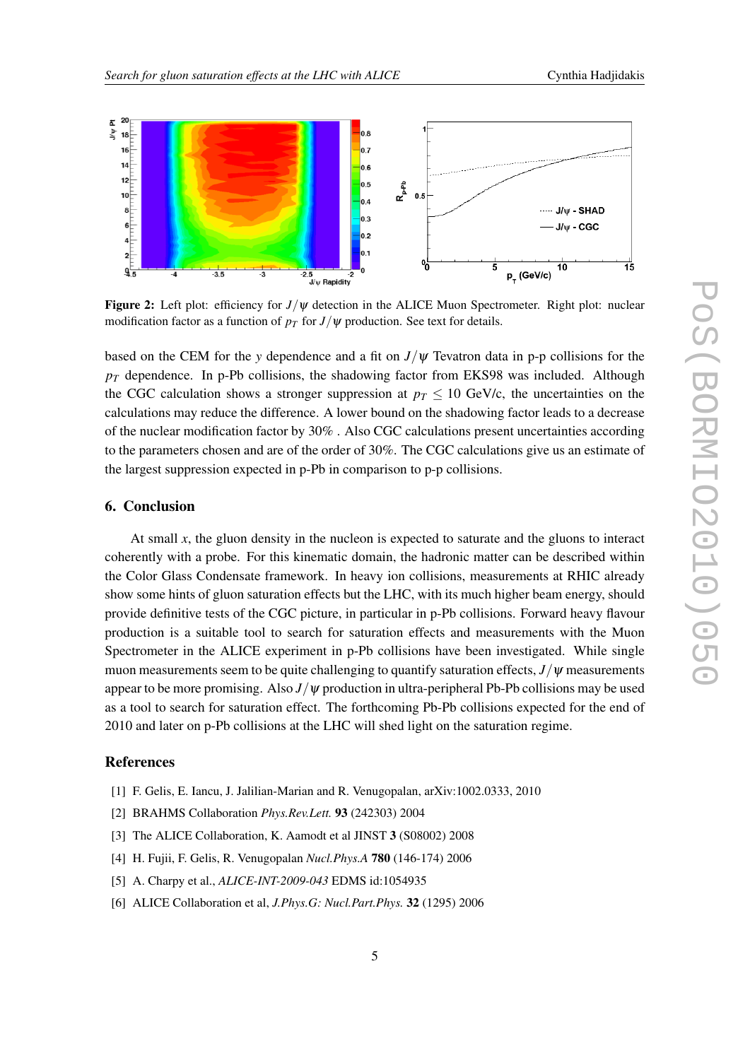Left plot axis labels: J/ψ Pt; 20, 18, 16, 14, 12, 10, 8, 6, 4, 2, 0; -4.5, -4, -3.5, -3, -2.5, -2; J/ψ Rapidity; color scale: 0, 0.1, 0.2, 0.3, 0.4, 0.5, 0.6, 0.7, 0.8

Right plot axis labels: $R_{p\text{-}Pb}$; 0, 0.5, 1; 0, 5, 10, 15; $p_T$ (GeV/c); J/ψ - SHAD; J/ψ - CGC

**Figure 2:** Left plot: efficiency for $J/\psi$ detection in the ALICE Muon Spectrometer. Right plot: nuclear modification factor as a function of $p_T$ for $J/\psi$ production. See text for details.

based on the CEM for the $y$ dependence and a fit on $J/\psi$ Tevatron data in p-p collisions for the $p_T$ dependence. In p-Pb collisions, the shadowing factor from EKS98 was included. Although the CGC calculation shows a stronger suppression at $p_T \leq 10$ GeV/c, the uncertainties on the calculations may reduce the difference. A lower bound on the shadowing factor leads to a decrease of the nuclear modification factor by 30% . Also CGC calculations present uncertainties according to the parameters chosen and are of the order of 30%. The CGC calculations give us an estimate of the largest suppression expected in p-Pb in comparison to p-p collisions.

## 6. Conclusion

At small $x$, the gluon density in the nucleon is expected to saturate and the gluons to interact coherently with a probe. For this kinematic domain, the hadronic matter can be described within the Color Glass Condensate framework. In heavy ion collisions, measurements at RHIC already show some hints of gluon saturation effects but the LHC, with its much higher beam energy, should provide definitive tests of the CGC picture, in particular in p-Pb collisions. Forward heavy flavour production is a suitable tool to search for saturation effects and measurements with the Muon Spectrometer in the ALICE experiment in p-Pb collisions have been investigated. While single muon measurements seem to be quite challenging to quantify saturation effects, $J/\psi$ measurements appear to be more promising. Also $J/\psi$ production in ultra-peripheral Pb-Pb collisions may be used as a tool to search for saturation effect. The forthcoming Pb-Pb collisions expected for the end of 2010 and later on p-Pb collisions at the LHC will shed light on the saturation regime.

## References

[1] F. Gelis, E. Iancu, J. Jalilian-Marian and R. Venugopalan, arXiv:1002.0333, 2010

[2] BRAHMS Collaboration *Phys.Rev.Lett.* **93** (242303) 2004

[3] The ALICE Collaboration, K. Aamodt et al JINST **3** (S08002) 2008

[4] H. Fujii, F. Gelis, R. Venugopalan *Nucl.Phys.A* **780** (146-174) 2006

[5] A. Charpy et al., *ALICE-INT-2009-043* EDMS id:1054935

[6] ALICE Collaboration et al, *J.Phys.G: Nucl.Part.Phys.* **32** (1295) 2006